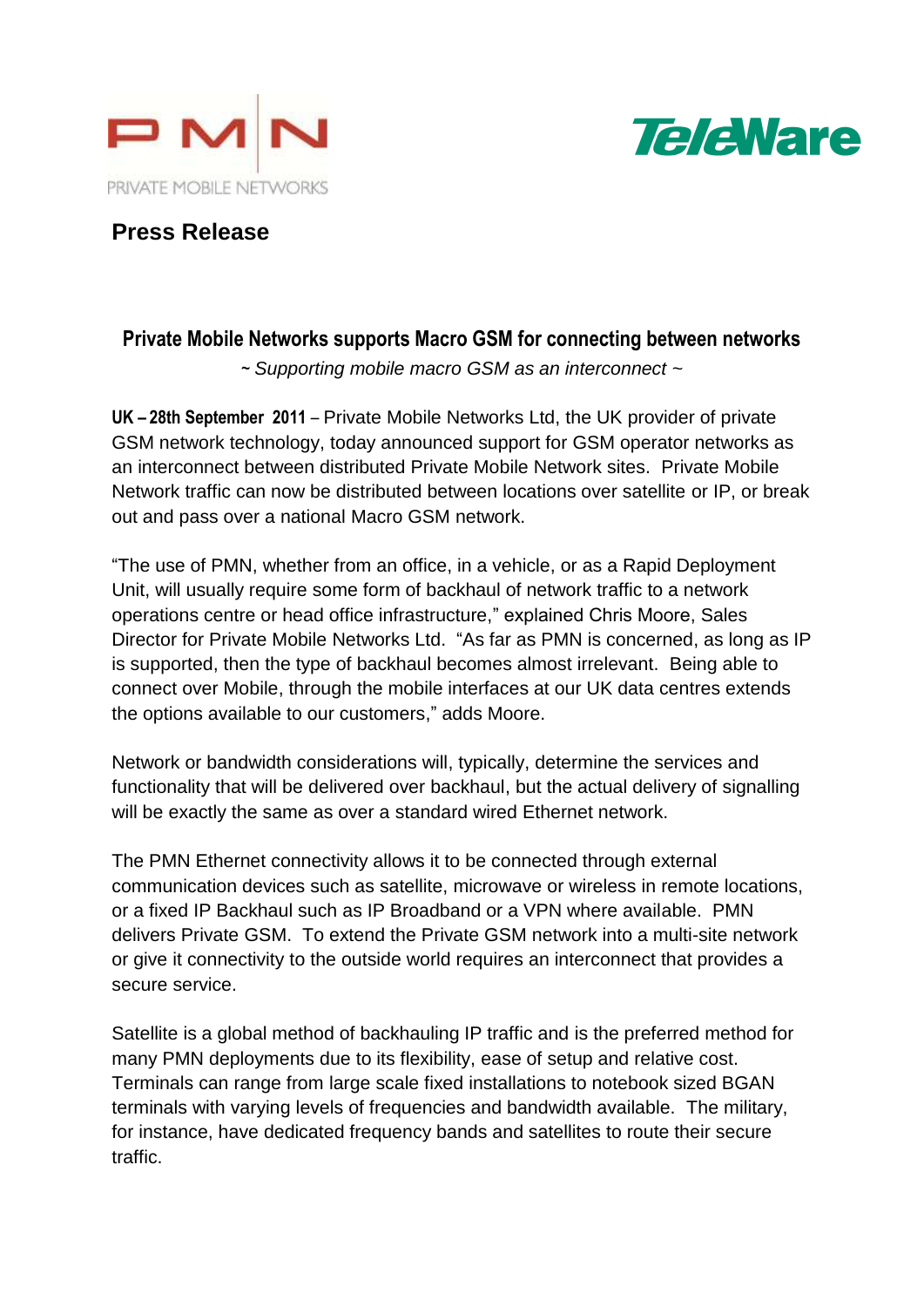PMN

PRIVATE MOBILE NETWORKS

TeleWare

## Press Release

### Private Mobile Networks supports Macro GSM for connecting between networks

*~ Supporting mobile macro GSM as an interconnect ~*

**UK – 28th September 2011** – Private Mobile Networks Ltd, the UK provider of private GSM network technology, today announced support for GSM operator networks as an interconnect between distributed Private Mobile Network sites. Private Mobile Network traffic can now be distributed between locations over satellite or IP, or break out and pass over a national Macro GSM network.

"The use of PMN, whether from an office, in a vehicle, or as a Rapid Deployment Unit, will usually require some form of backhaul of network traffic to a network operations centre or head office infrastructure," explained Chris Moore, Sales Director for Private Mobile Networks Ltd. "As far as PMN is concerned, as long as IP is supported, then the type of backhaul becomes almost irrelevant. Being able to connect over Mobile, through the mobile interfaces at our UK data centres extends the options available to our customers," adds Moore.

Network or bandwidth considerations will, typically, determine the services and functionality that will be delivered over backhaul, but the actual delivery of signalling will be exactly the same as over a standard wired Ethernet network.

The PMN Ethernet connectivity allows it to be connected through external communication devices such as satellite, microwave or wireless in remote locations, or a fixed IP Backhaul such as IP Broadband or a VPN where available. PMN delivers Private GSM. To extend the Private GSM network into a multi-site network or give it connectivity to the outside world requires an interconnect that provides a secure service.

Satellite is a global method of backhauling IP traffic and is the preferred method for many PMN deployments due to its flexibility, ease of setup and relative cost. Terminals can range from large scale fixed installations to notebook sized BGAN terminals with varying levels of frequencies and bandwidth available. The military, for instance, have dedicated frequency bands and satellites to route their secure traffic.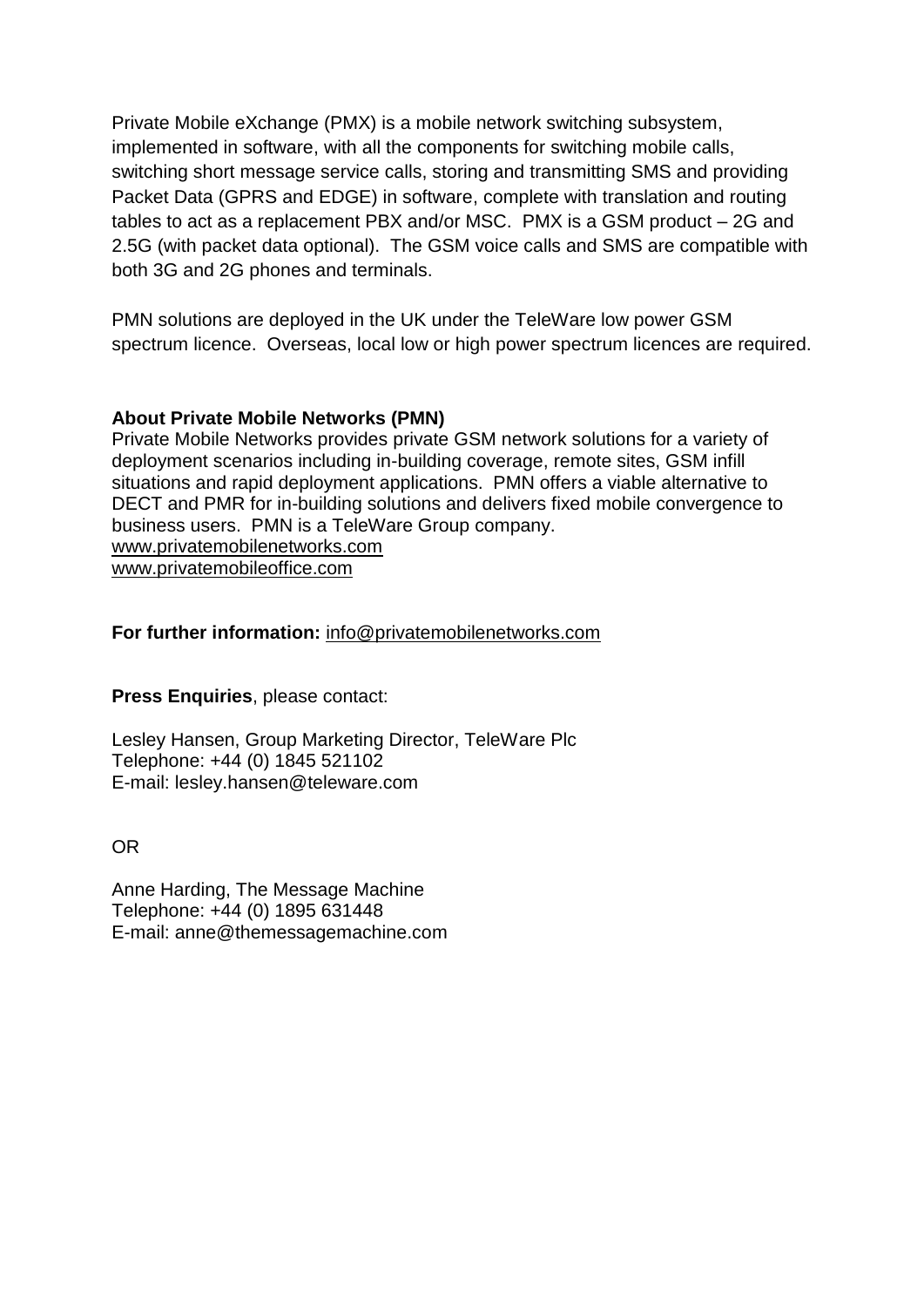Private Mobile eXchange (PMX) is a mobile network switching subsystem, implemented in software, with all the components for switching mobile calls, switching short message service calls, storing and transmitting SMS and providing Packet Data (GPRS and EDGE) in software, complete with translation and routing tables to act as a replacement PBX and/or MSC. PMX is a GSM product – 2G and 2.5G (with packet data optional). The GSM voice calls and SMS are compatible with both 3G and 2G phones and terminals.

PMN solutions are deployed in the UK under the TeleWare low power GSM spectrum licence. Overseas, local low or high power spectrum licences are required.

**About Private Mobile Networks (PMN)**

Private Mobile Networks provides private GSM network solutions for a variety of deployment scenarios including in-building coverage, remote sites, GSM infill situations and rapid deployment applications. PMN offers a viable alternative to DECT and PMR for in-building solutions and delivers fixed mobile convergence to business users. PMN is a TeleWare Group company.
www.privatemobilenetworks.com
www.privatemobileoffice.com

**For further information:** info@privatemobilenetworks.com

**Press Enquiries**, please contact:

Lesley Hansen, Group Marketing Director, TeleWare Plc
Telephone: +44 (0) 1845 521102
E-mail: lesley.hansen@teleware.com

OR

Anne Harding, The Message Machine
Telephone: +44 (0) 1895 631448
E-mail: anne@themessagemachine.com